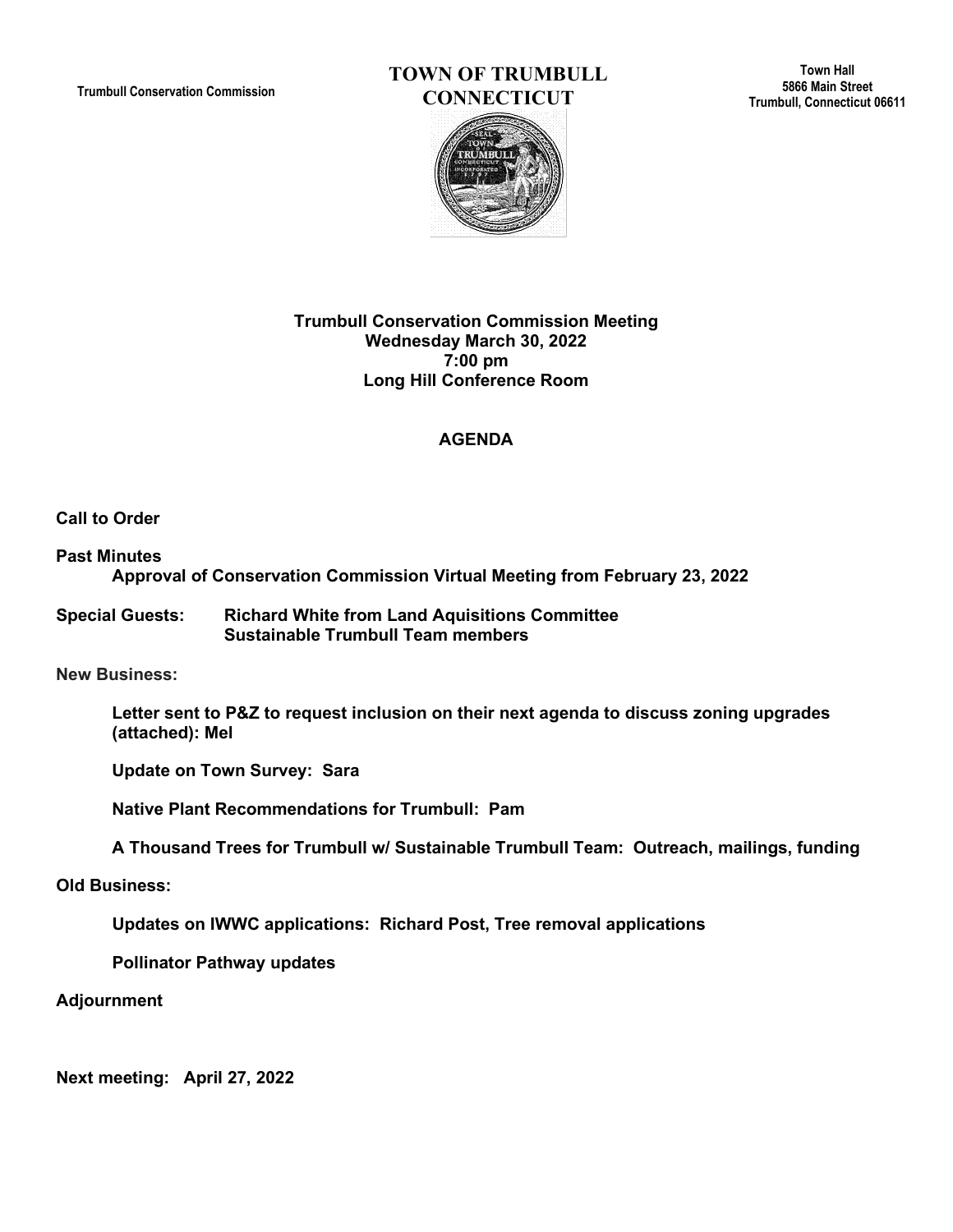Trumbull Conservation Commission

# TOWN OF TRUMBULL CONNECTICUT

Town Hall
5866 Main Street
Trumbull, Connecticut 06611

**Trumbull Conservation Commission Meeting**
**Wednesday March 30, 2022**
**7:00 pm**
**Long Hill Conference Room**

## AGENDA

**Call to Order**

**Past Minutes**

**Approval of Conservation Commission Virtual Meeting from February 23, 2022**

**Special Guests:** **Richard White from Land Aquisitions Committee**
**Sustainable Trumbull Team members**

**New Business:**

**Letter sent to P&Z to request inclusion on their next agenda to discuss zoning upgrades (attached): Mel**

**Update on Town Survey: Sara**

**Native Plant Recommendations for Trumbull: Pam**

**A Thousand Trees for Trumbull w/ Sustainable Trumbull Team: Outreach, mailings, funding**

**Old Business:**

**Updates on IWWC applications: Richard Post, Tree removal applications**

**Pollinator Pathway updates**

**Adjournment**

**Next meeting: April 27, 2022**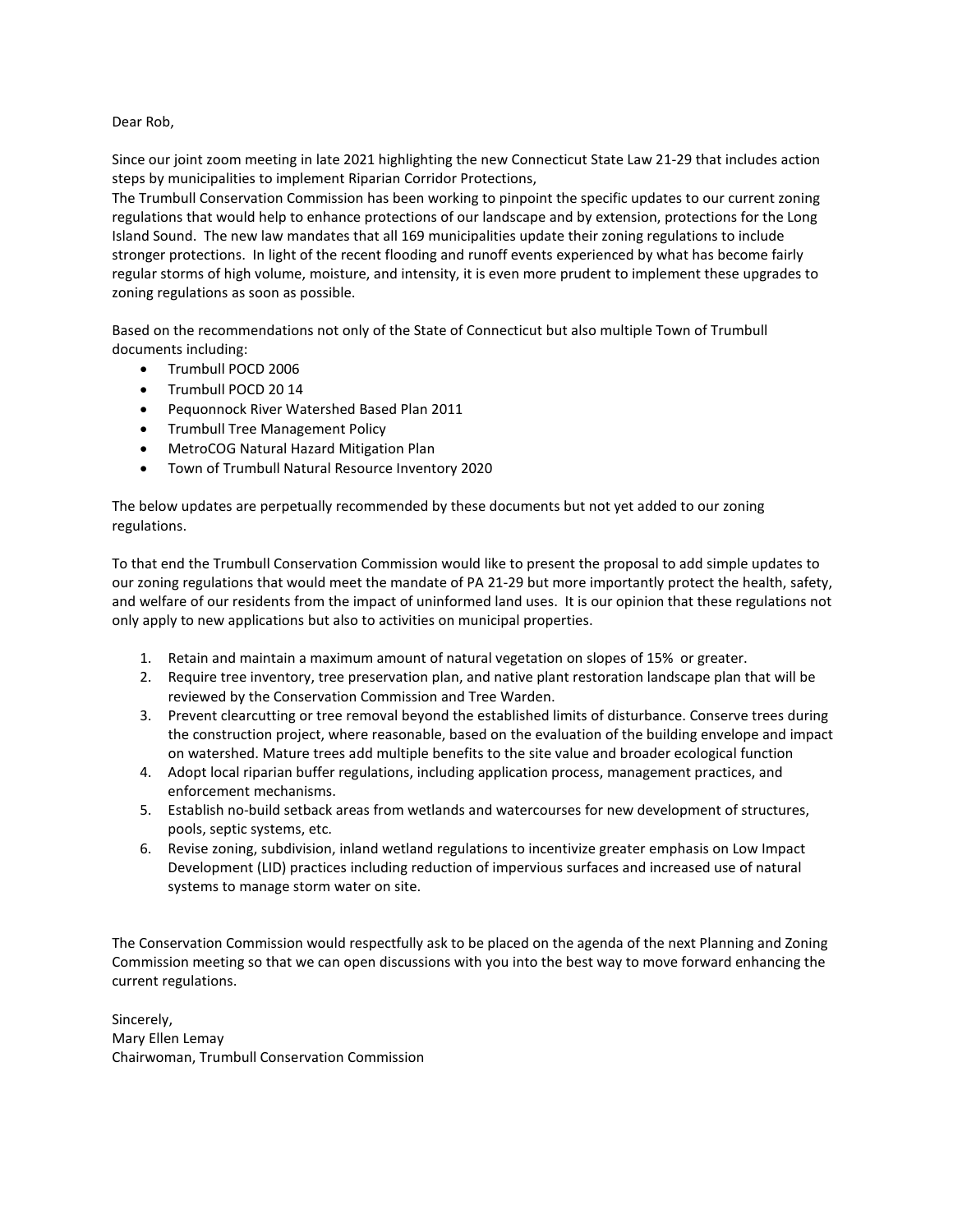Dear Rob,

Since our joint zoom meeting in late 2021 highlighting the new Connecticut State Law 21-29 that includes action steps by municipalities to implement Riparian Corridor Protections,
The Trumbull Conservation Commission has been working to pinpoint the specific updates to our current zoning regulations that would help to enhance protections of our landscape and by extension, protections for the Long Island Sound. The new law mandates that all 169 municipalities update their zoning regulations to include stronger protections. In light of the recent flooding and runoff events experienced by what has become fairly regular storms of high volume, moisture, and intensity, it is even more prudent to implement these upgrades to zoning regulations as soon as possible.

Based on the recommendations not only of the State of Connecticut but also multiple Town of Trumbull documents including:

- Trumbull POCD 2006
- Trumbull POCD 20 14
- Pequonnock River Watershed Based Plan 2011
- Trumbull Tree Management Policy
- MetroCOG Natural Hazard Mitigation Plan
- Town of Trumbull Natural Resource Inventory 2020

The below updates are perpetually recommended by these documents but not yet added to our zoning regulations.

To that end the Trumbull Conservation Commission would like to present the proposal to add simple updates to our zoning regulations that would meet the mandate of PA 21-29 but more importantly protect the health, safety, and welfare of our residents from the impact of uninformed land uses. It is our opinion that these regulations not only apply to new applications but also to activities on municipal properties.

1. Retain and maintain a maximum amount of natural vegetation on slopes of 15% or greater.
2. Require tree inventory, tree preservation plan, and native plant restoration landscape plan that will be reviewed by the Conservation Commission and Tree Warden.
3. Prevent clearcutting or tree removal beyond the established limits of disturbance. Conserve trees during the construction project, where reasonable, based on the evaluation of the building envelope and impact on watershed. Mature trees add multiple benefits to the site value and broader ecological function
4. Adopt local riparian buffer regulations, including application process, management practices, and enforcement mechanisms.
5. Establish no-build setback areas from wetlands and watercourses for new development of structures, pools, septic systems, etc.
6. Revise zoning, subdivision, inland wetland regulations to incentivize greater emphasis on Low Impact Development (LID) practices including reduction of impervious surfaces and increased use of natural systems to manage storm water on site.

The Conservation Commission would respectfully ask to be placed on the agenda of the next Planning and Zoning Commission meeting so that we can open discussions with you into the best way to move forward enhancing the current regulations.

Sincerely,
Mary Ellen Lemay
Chairwoman, Trumbull Conservation Commission